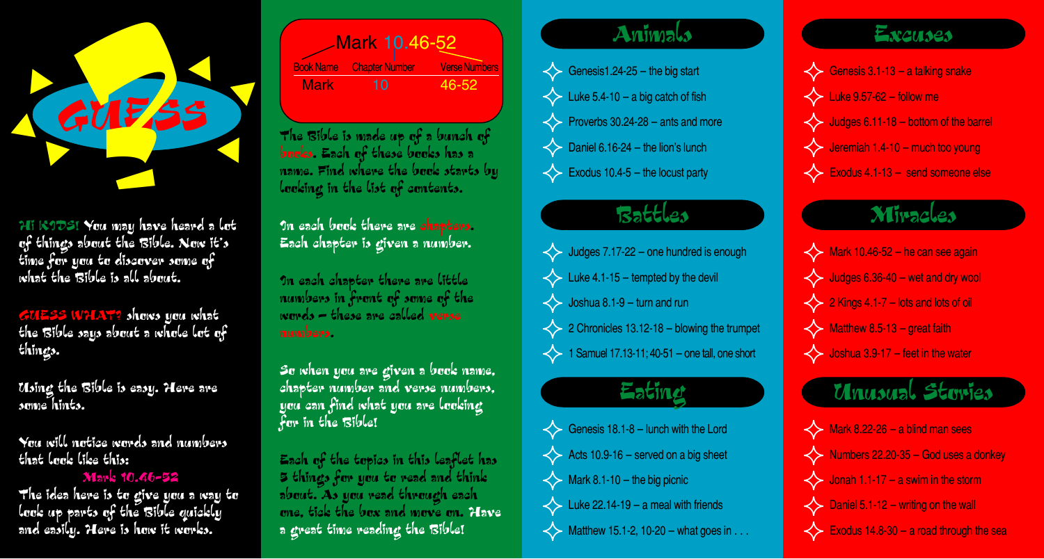# GUESS ?

**Hi KIDS!** You may have heard a lot of things about the Bible. Now it's time for you to discover some of what the Bible is all about.

**GUESS WHAT?** shows you what the Bible says about a whole lot of things.

Using the Bible is easy. Here are some hints.

You will notice words and numbers that look like this:

**Mark 10.46-52**

The idea here is to give you a way to look up parts of the Bible quickly and easily. Here is how it works.

**Mark 10.46-52**

| Book Name | Chapter Number | Verse Numbers |
|---|---|---|
| Mark | 10 | 46-52 |

The Bible is made up of a bunch of **books**. Each of these books has a name. Find where the book starts by looking in the list of contents.

In each book there are **chapters**. Each chapter is given a number.

In each chapter there are little numbers in front of some of the words – these are called **verse numbers**.

So when you are given a book name, chapter number and verse numbers, you can find what you are looking for in the Bible!

Each of the topics in this leaflet has 5 things for you to read and think about. As you read through each one, tick the box and move on. Have a great time reading the Bible!

## Animals

- Genesis1.24-25 – the big start
- Luke 5.4-10 – a big catch of fish
- Proverbs 30.24-28 – ants and more
- Daniel 6.16-24 – the lion's lunch
- Exodus 10.4-5 – the locust party

## Battles

- Judges 7.17-22 – one hundred is enough
- Luke 4.1-15 – tempted by the devil
- Joshua 8.1-9 – turn and run
- 2 Chronicles 13.12-18 – blowing the trumpet
- 1 Samuel 17.13-11; 40-51 – one tall, one short

## Eating

- Genesis 18.1-8 – lunch with the Lord
- Acts 10.9-16 – served on a big sheet
- Mark 8.1-10 – the big picnic
- Luke 22.14-19 – a meal with friends
- Matthew 15.1-2, 10-20 – what goes in . . .

## Excuses

- Genesis 3.1-13 – a talking snake
- Luke 9.57-62 – follow me
- Judges 6.11-18 – bottom of the barrel
- Jeremiah 1.4-10 – much too young
- Exodus 4.1-13 – send someone else

## Miracles

- Mark 10.46-52 – he can see again
- Judges 6.36-40 – wet and dry wool
- 2 Kings 4.1-7 – lots and lots of oil
- Matthew 8.5-13 – great faith
- Joshua 3.9-17 – feet in the water

## Unusual Stories

- Mark 8.22-26 – a blind man sees
- Numbers 22.20-35 – God uses a donkey
- Jonah 1.1-17 – a swim in the storm
- Daniel 5.1-12 – writing on the wall
- Exodus 14.8-30 – a road through the sea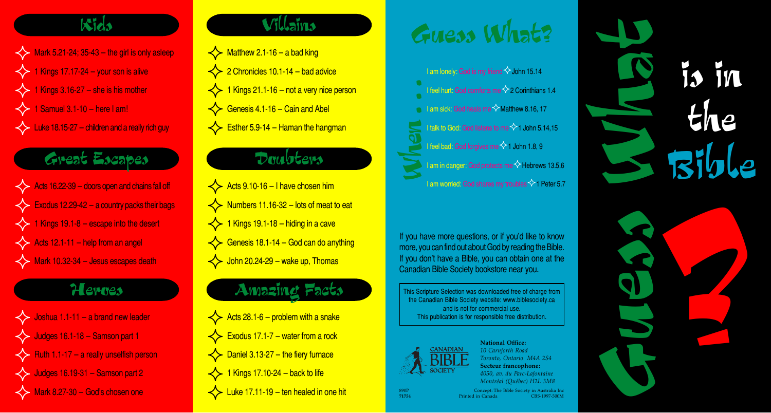## Kids

- Mark 5.21-24; 35-43 – the girl is only asleep
- 1 Kings 17.17-24 – your son is alive
- 1 Kings 3.16-27 – she is his mother
- 1 Samuel 3.1-10 – here I am!
- Luke 18.15-27 – children and a really rich guy

## Great Escapes

- Acts 16.22-39 – doors open and chains fall off
- Exodus 12.29-42 – a country packs their bags
- 1 Kings 19.1-8 – escape into the desert
- Acts 12.1-11 – help from an angel
- Mark 10.32-34 – Jesus escapes death

## Heroes

- Joshua 1.1-11 – a brand new leader
- Judges 16.1-18 – Samson part 1
- Ruth 1.1-17 – a really unselfish person
- Judges 16.19-31 – Samson part 2
- Mark 8.27-30 – God's chosen one

## Villains

- Matthew 2.1-16 – a bad king
- 2 Chronicles 10.1-14 – bad advice
- 1 Kings 21.1-16 – not a very nice person
- Genesis 4.1-16 – Cain and Abel
- Esther 5.9-14 – Haman the hangman

## Doubters

- Acts 9.10-16 – I have chosen him
- Numbers 11.16-32 – lots of meat to eat
- 1 Kings 19.1-18 – hiding in a cave
- Genesis 18.1-14 – God can do anything
- John 20.24-29 – wake up, Thomas

## Amazing Facts

- Acts 28.1-6 – problem with a snake
- Exodus 17.1-7 – water from a rock
- Daniel 3.13-27 – the fiery furnace
- 1 Kings 17.10-24 – back to life
- Luke 17.11-19 – ten healed in one hit

## Guess What?

When . . .

- I am lonely: God is my friend ✧ John 15.14
- I feel hurt: God comforts me ✧ 2 Corinthians 1.4
- I am sick: God heals me ✧ Matthew 8.16, 17
- I talk to God: God listens to me ✧ 1 John 5.14,15
- I feel bad: God forgives me ✧ 1 John 1.8, 9
- I am in danger: God protects me ✧ Hebrews 13.5,6
- I am worried: God shares my troubles ✧ 1 Peter 5.7

If you have more questions, or if you'd like to know more, you can find out about God by reading the Bible. If you don't have a Bible, you can obtain one at the Canadian Bible Society bookstore near you.

This Scripture Selection was downloaded free of charge from the Canadian Bible Society website: www.biblesociety.ca and is not for commercial use.
This publication is for responsible free distribution.

CANADIAN BIBLE SOCIETY

**National Office:**
*10 Carnforth Road*
*Toronto, Ontario M4A 2S4*
**Secteur francophone:**
*4050, av. du Parc-Lafontaine*
*Montréal (Québec) H2L 3M8*

890P
71754

Concept: The Bible Society in Australia Inc
Printed in Canada CBS-1997-500M

# Guess What is in the Bible?